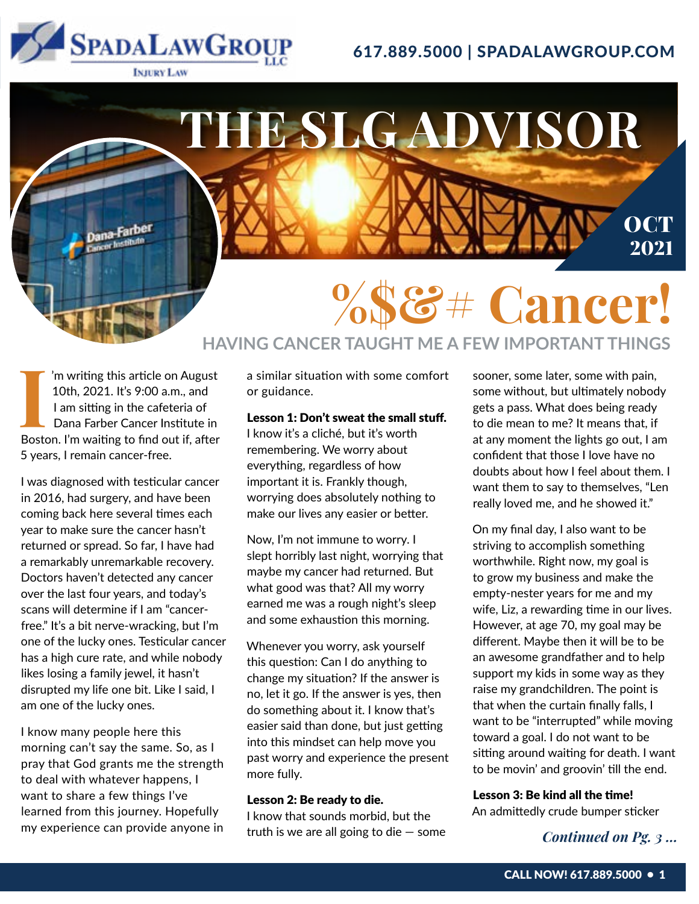617.889.5000 | SPADALAWGROUP.COM

# THE SLG ADVISOR

OCT 2021

# %$&# Cancer!

## HAVING CANCER TAUGHT ME A FEW IMPORTANT THINGS

I'm writing this article on August 10th, 2021. It's 9:00 a.m., and I am sitting in the cafeteria of Dana Farber Cancer Institute in Boston. I'm waiting to find out if, after 5 years, I remain cancer-free.

I was diagnosed with testicular cancer in 2016, had surgery, and have been coming back here several times each year to make sure the cancer hasn't returned or spread. So far, I have had a remarkably unremarkable recovery. Doctors haven't detected any cancer over the last four years, and today's scans will determine if I am "cancer-free." It's a bit nerve-wracking, but I'm one of the lucky ones. Testicular cancer has a high cure rate, and while nobody likes losing a family jewel, it hasn't disrupted my life one bit. Like I said, I am one of the lucky ones.

I know many people here this morning can't say the same. So, as I pray that God grants me the strength to deal with whatever happens, I want to share a few things I've learned from this journey. Hopefully my experience can provide anyone in a similar situation with some comfort or guidance.

**Lesson 1: Don't sweat the small stuff.**
I know it's a cliché, but it's worth remembering. We worry about everything, regardless of how important it is. Frankly though, worrying does absolutely nothing to make our lives any easier or better.

Now, I'm not immune to worry. I slept horribly last night, worrying that maybe my cancer had returned. But what good was that? All my worry earned me was a rough night's sleep and some exhaustion this morning.

Whenever you worry, ask yourself this question: Can I do anything to change my situation? If the answer is no, let it go. If the answer is yes, then do something about it. I know that's easier said than done, but just getting into this mindset can help move you past worry and experience the present more fully.

**Lesson 2: Be ready to die.**
I know that sounds morbid, but the truth is we are all going to die — some sooner, some later, some with pain, some without, but ultimately nobody gets a pass. What does being ready to die mean to me? It means that, if at any moment the lights go out, I am confident that those I love have no doubts about how I feel about them. I want them to say to themselves, "Len really loved me, and he showed it."

On my final day, I also want to be striving to accomplish something worthwhile. Right now, my goal is to grow my business and make the empty-nester years for me and my wife, Liz, a rewarding time in our lives. However, at age 70, my goal may be different. Maybe then it will be to be an awesome grandfather and to help support my kids in some way as they raise my grandchildren. The point is that when the curtain finally falls, I want to be "interrupted" while moving toward a goal. I do not want to be sitting around waiting for death. I want to be movin' and groovin' till the end.

**Lesson 3: Be kind all the time!**
An admittedly crude bumper sticker

*Continued on Pg. 3 ...*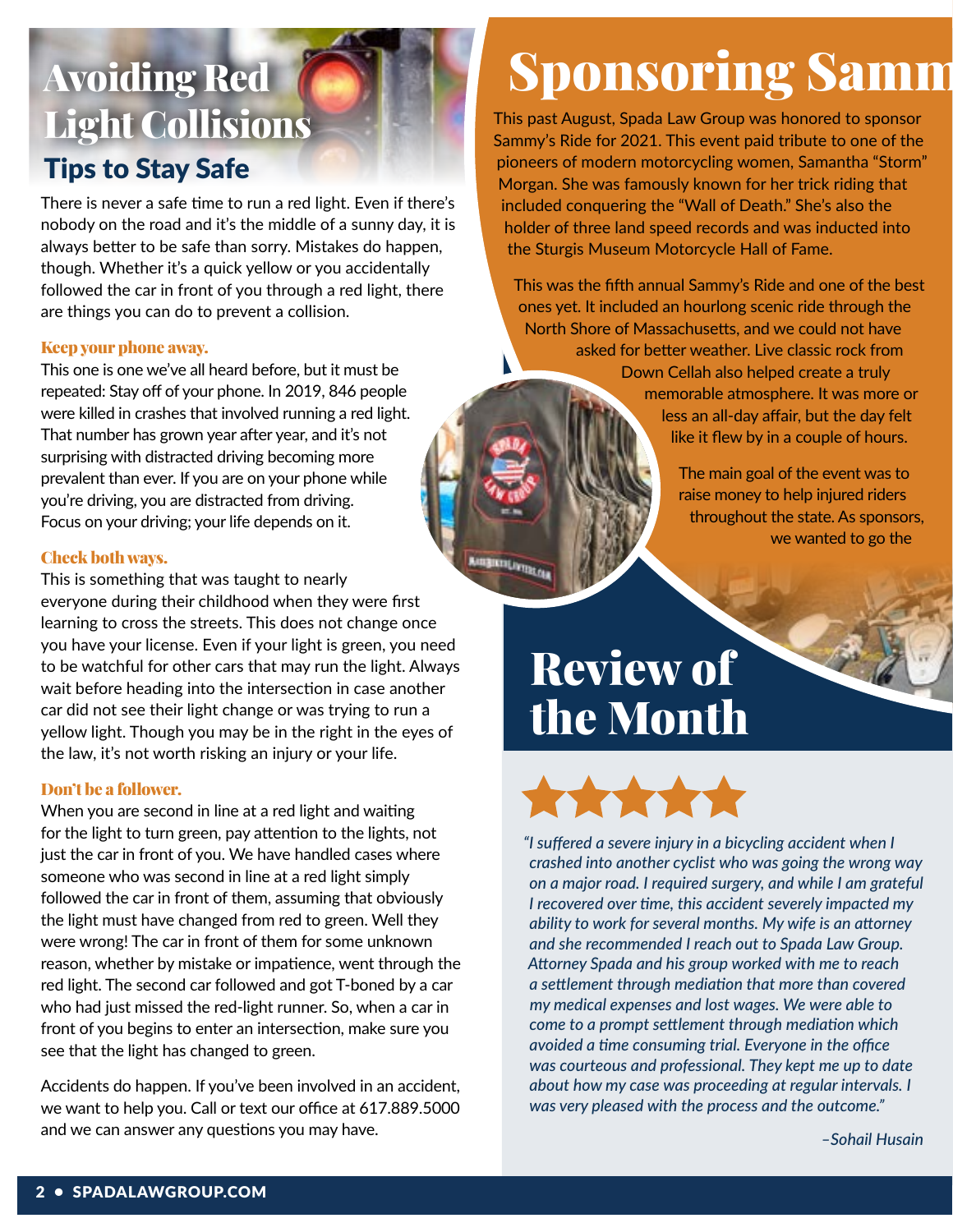# Avoiding Red Light Collisions

## Tips to Stay Safe

There is never a safe time to run a red light. Even if there's nobody on the road and it's the middle of a sunny day, it is always better to be safe than sorry. Mistakes do happen, though. Whether it's a quick yellow or you accidentally followed the car in front of you through a red light, there are things you can do to prevent a collision.

### Keep your phone away.

This one is one we've all heard before, but it must be repeated: Stay off of your phone. In 2019, 846 people were killed in crashes that involved running a red light. That number has grown year after year, and it's not surprising with distracted driving becoming more prevalent than ever. If you are on your phone while you're driving, you are distracted from driving. Focus on your driving; your life depends on it.

### Check both ways.

This is something that was taught to nearly everyone during their childhood when they were first learning to cross the streets. This does not change once you have your license. Even if your light is green, you need to be watchful for other cars that may run the light. Always wait before heading into the intersection in case another car did not see their light change or was trying to run a yellow light. Though you may be in the right in the eyes of the law, it's not worth risking an injury or your life.

### Don't be a follower.

When you are second in line at a red light and waiting for the light to turn green, pay attention to the lights, not just the car in front of you. We have handled cases where someone who was second in line at a red light simply followed the car in front of them, assuming that obviously the light must have changed from red to green. Well they were wrong! The car in front of them for some unknown reason, whether by mistake or impatience, went through the red light. The second car followed and got T-boned by a car who had just missed the red-light runner. So, when a car in front of you begins to enter an intersection, make sure you see that the light has changed to green.

Accidents do happen. If you've been involved in an accident, we want to help you. Call or text our office at 617.889.5000 and we can answer any questions you may have.

# Sponsoring Samm

This past August, Spada Law Group was honored to sponsor Sammy's Ride for 2021. This event paid tribute to one of the pioneers of modern motorcycling women, Samantha "Storm" Morgan. She was famously known for her trick riding that included conquering the "Wall of Death." She's also the holder of three land speed records and was inducted into the Sturgis Museum Motorcycle Hall of Fame.

This was the fifth annual Sammy's Ride and one of the best ones yet. It included an hourlong scenic ride through the North Shore of Massachusetts, and we could not have asked for better weather. Live classic rock from Down Cellah also helped create a truly memorable atmosphere. It was more or less an all-day affair, but the day felt like it flew by in a couple of hours.

The main goal of the event was to raise money to help injured riders throughout the state. As sponsors, we wanted to go the

# Review of the Month

★★★★★

*"I suffered a severe injury in a bicycling accident when I crashed into another cyclist who was going the wrong way on a major road. I required surgery, and while I am grateful I recovered over time, this accident severely impacted my ability to work for several months. My wife is an attorney and she recommended I reach out to Spada Law Group. Attorney Spada and his group worked with me to reach a settlement through mediation that more than covered my medical expenses and lost wages. We were able to come to a prompt settlement through mediation which avoided a time consuming trial. Everyone in the office was courteous and professional. They kept me up to date about how my case was proceeding at regular intervals. I was very pleased with the process and the outcome."*

*–Sohail Husain*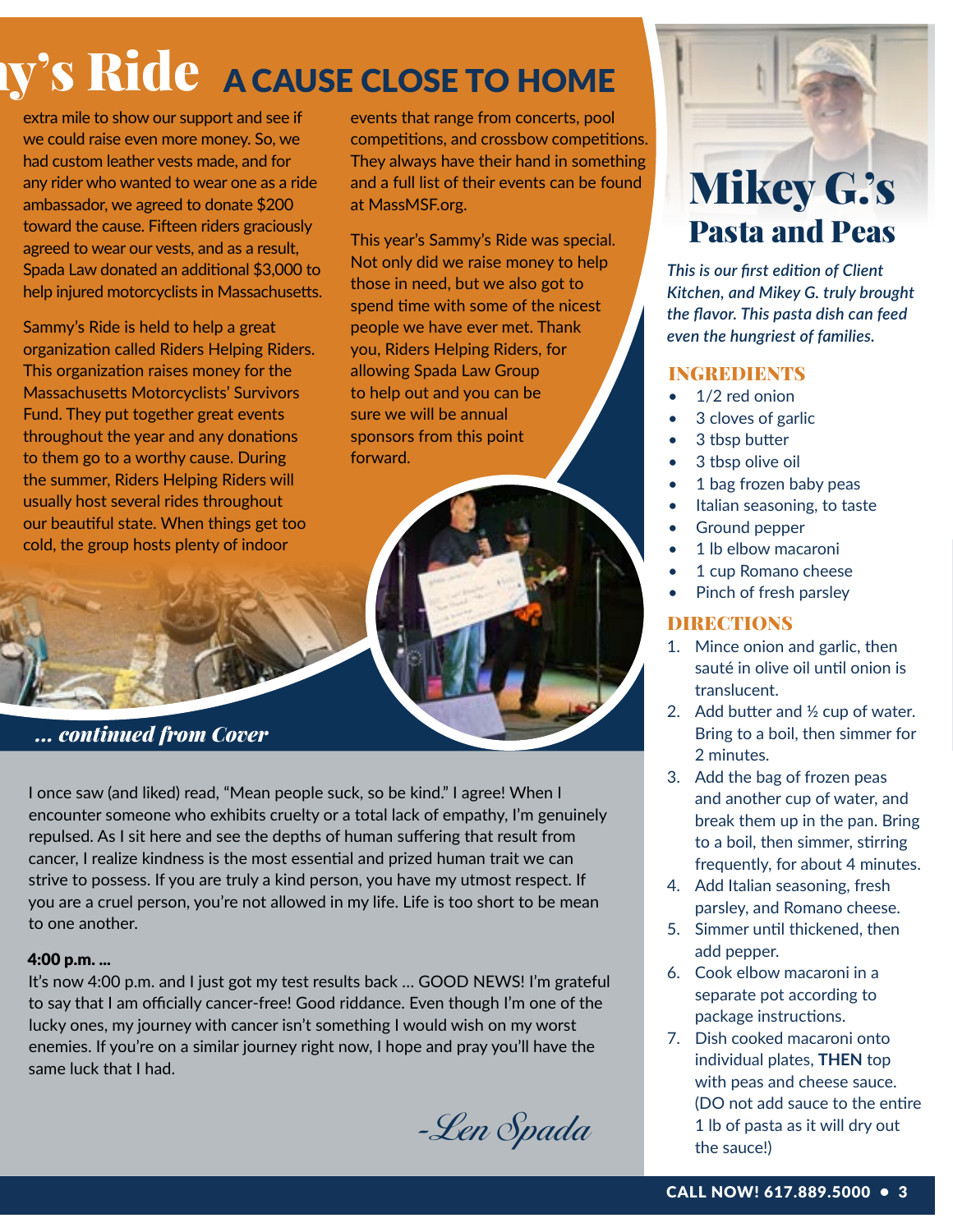# ...y's Ride A CAUSE CLOSE TO HOME

extra mile to show our support and see if we could raise even more money. So, we had custom leather vests made, and for any rider who wanted to wear one as a ride ambassador, we agreed to donate $200 toward the cause. Fifteen riders graciously agreed to wear our vests, and as a result, Spada Law donated an additional $3,000 to help injured motorcyclists in Massachusetts.

Sammy's Ride is held to help a great organization called Riders Helping Riders. This organization raises money for the Massachusetts Motorcyclists' Survivors Fund. They put together great events throughout the year and any donations to them go to a worthy cause. During the summer, Riders Helping Riders will usually host several rides throughout our beautiful state. When things get too cold, the group hosts plenty of indoor events that range from concerts, pool competitions, and crossbow competitions. They always have their hand in something and a full list of their events can be found at MassMSF.org.

This year's Sammy's Ride was special. Not only did we raise money to help those in need, but we also got to spend time with some of the nicest people we have ever met. Thank you, Riders Helping Riders, for allowing Spada Law Group to help out and you can be sure we will be annual sponsors from this point forward.

## *... continued from Cover*

I once saw (and liked) read, "Mean people suck, so be kind." I agree! When I encounter someone who exhibits cruelty or a total lack of empathy, I'm genuinely repulsed. As I sit here and see the depths of human suffering that result from cancer, I realize kindness is the most essential and prized human trait we can strive to possess. If you are truly a kind person, you have my utmost respect. If you are a cruel person, you're not allowed in my life. Life is too short to be mean to one another.

**4:00 p.m. ...**

It's now 4:00 p.m. and I just got my test results back ... GOOD NEWS! I'm grateful to say that I am officially cancer-free! Good riddance. Even though I'm one of the lucky ones, my journey with cancer isn't something I would wish on my worst enemies. If you're on a similar journey right now, I hope and pray you'll have the same luck that I had.

*-Len Spada*

# Mikey G.'s Pasta and Peas

*This is our first edition of Client Kitchen, and Mikey G. truly brought the flavor. This pasta dish can feed even the hungriest of families.*

### INGREDIENTS

- 1/2 red onion
- 3 cloves of garlic
- 3 tbsp butter
- 3 tbsp olive oil
- 1 bag frozen baby peas
- Italian seasoning, to taste
- Ground pepper
- 1 lb elbow macaroni
- 1 cup Romano cheese
- Pinch of fresh parsley

### DIRECTIONS

1. Mince onion and garlic, then sauté in olive oil until onion is translucent.
2. Add butter and ½ cup of water. Bring to a boil, then simmer for 2 minutes.
3. Add the bag of frozen peas and another cup of water, and break them up in the pan. Bring to a boil, then simmer, stirring frequently, for about 4 minutes.
4. Add Italian seasoning, fresh parsley, and Romano cheese.
5. Simmer until thickened, then add pepper.
6. Cook elbow macaroni in a separate pot according to package instructions.
7. Dish cooked macaroni onto individual plates, **THEN** top with peas and cheese sauce. (DO not add sauce to the entire 1 lb of pasta as it will dry out the sauce!)

CALL NOW! 617.889.5000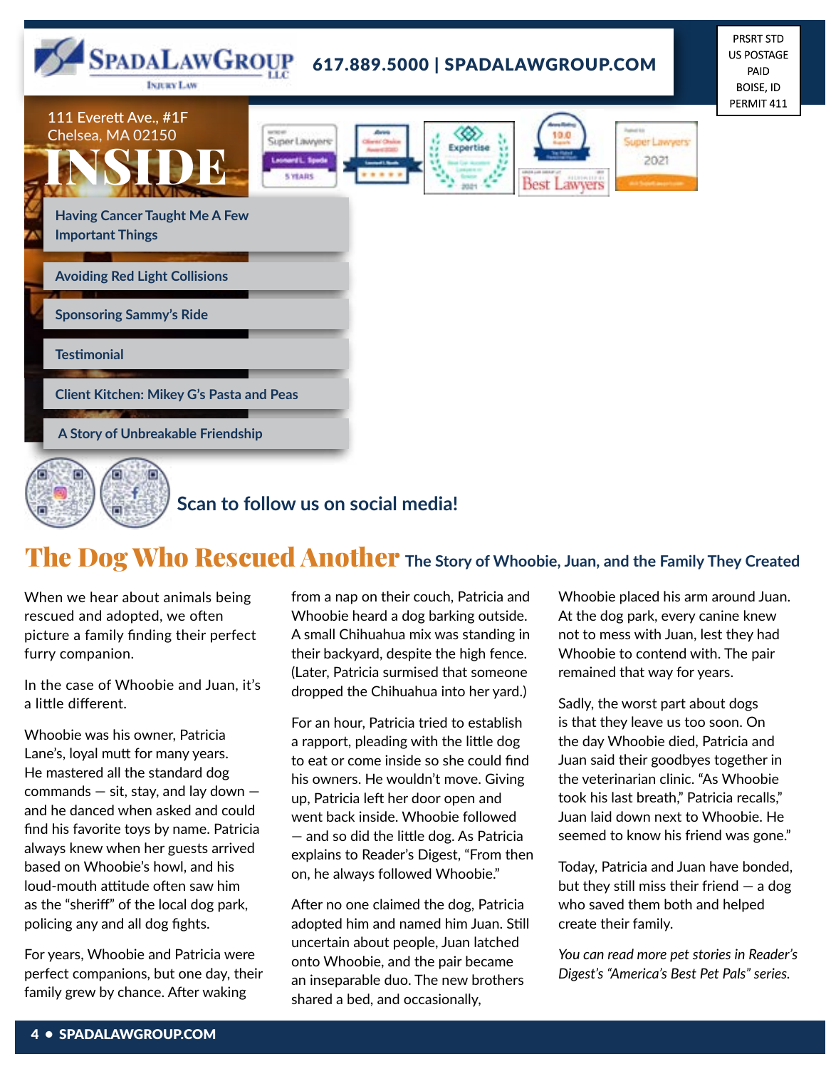SPADA LAW GROUP LLC
INJURY LAW

617.889.5000 | SPADALAWGROUP.COM

PRSRT STD
US POSTAGE
PAID
BOISE, ID
PERMIT 411

111 Everett Ave., #1F
Chelsea, MA 02150

# INSIDE

- Having Cancer Taught Me A Few Important Things
- Avoiding Red Light Collisions
- Sponsoring Sammy's Ride
- Testimonial
- Client Kitchen: Mikey G's Pasta and Peas
- A Story of Unbreakable Friendship

Scan to follow us on social media!

# The Dog Who Rescued Another

## The Story of Whoobie, Juan, and the Family They Created

When we hear about animals being rescued and adopted, we often picture a family finding their perfect furry companion.

In the case of Whoobie and Juan, it's a little different.

Whoobie was his owner, Patricia Lane's, loyal mutt for many years. He mastered all the standard dog commands — sit, stay, and lay down — and he danced when asked and could find his favorite toys by name. Patricia always knew when her guests arrived based on Whoobie's howl, and his loud-mouth attitude often saw him as the "sheriff" of the local dog park, policing any and all dog fights.

For years, Whoobie and Patricia were perfect companions, but one day, their family grew by chance. After waking from a nap on their couch, Patricia and Whoobie heard a dog barking outside. A small Chihuahua mix was standing in their backyard, despite the high fence. (Later, Patricia surmised that someone dropped the Chihuahua into her yard.)

For an hour, Patricia tried to establish a rapport, pleading with the little dog to eat or come inside so she could find his owners. He wouldn't move. Giving up, Patricia left her door open and went back inside. Whoobie followed — and so did the little dog. As Patricia explains to Reader's Digest, "From then on, he always followed Whoobie."

After no one claimed the dog, Patricia adopted him and named him Juan. Still uncertain about people, Juan latched onto Whoobie, and the pair became an inseparable duo. The new brothers shared a bed, and occasionally, Whoobie placed his arm around Juan. At the dog park, every canine knew not to mess with Juan, lest they had Whoobie to contend with. The pair remained that way for years.

Sadly, the worst part about dogs is that they leave us too soon. On the day Whoobie died, Patricia and Juan said their goodbyes together in the veterinarian clinic. "As Whoobie took his last breath," Patricia recalls," Juan laid down next to Whoobie. He seemed to know his friend was gone."

Today, Patricia and Juan have bonded, but they still miss their friend — a dog who saved them both and helped create their family.

*You can read more pet stories in Reader's Digest's "America's Best Pet Pals" series.*